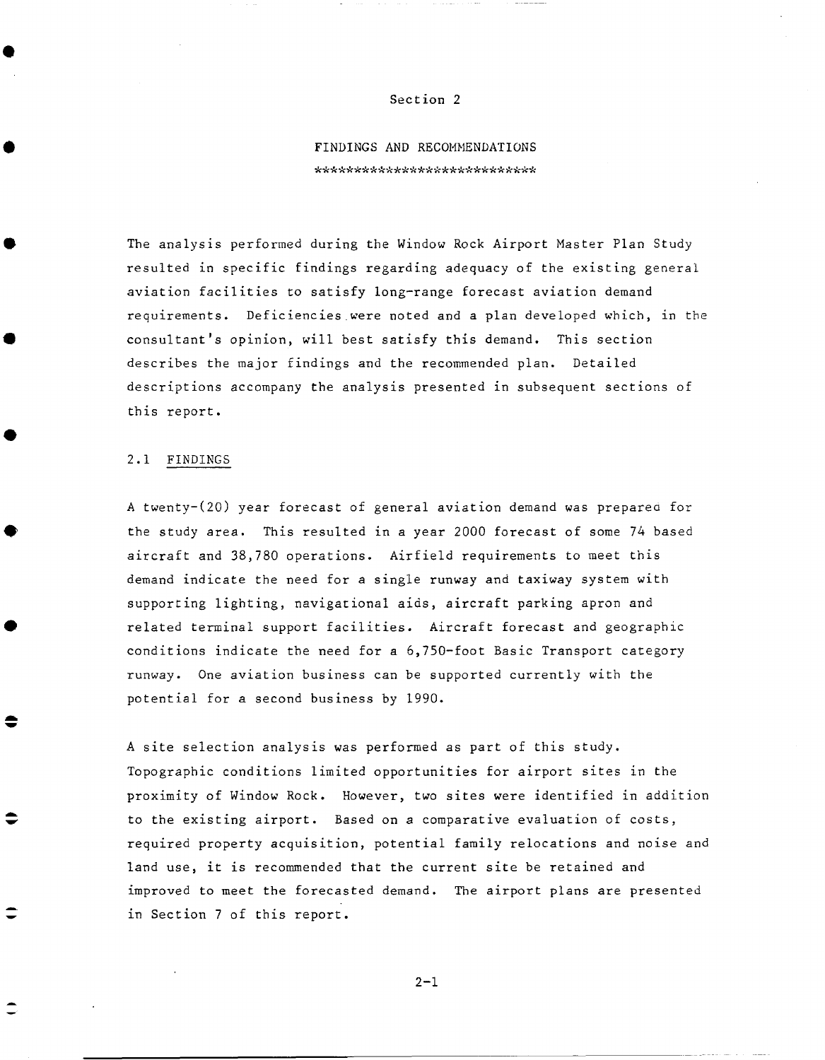# Section 2

## FINDINGS AND RECOMMENDATIONS

***************************

The analysis performed during the Window Rock Airport Master Plan Study resulted in specific findings regarding adequacy of the existing general aviation facilities to satisfy long-range forecast aviation demand requirements. Deficiencies were noted and a plan developed which, in the consultant's opinion, will best satisfy this demand. This section describes the major findings and the recommended plan. Detailed descriptions accompany the analysis presented in subsequent sections of this report.

### 2.1 FINDINGS

A twenty-(20) year forecast of general aviation demand was prepared for the study area. This resulted in a year 2000 forecast of some 74 based aircraft and 38,780 operations. Airfield requirements to meet this demand indicate the need for a single runway and taxiway system with supporting lighting, navigational aids, aircraft parking apron and related terminal support facilities. Aircraft forecast and geographic conditions indicate the need for a 6,750-foot Basic Transport category runway. One aviation business can be supported currently with the potential for a second business by 1990.

A site selection analysis was performed as part of this study. Topographic conditions limited opportunities for airport sites in the proximity of Window Rock. However, two sites were identified in addition to the existing airport. Based on a comparative evaluation of costs, required property acquisition, potential family relocations and noise and land use, it is recommended that the current site be retained and improved to meet the forecasted demand. The airport plans are presented in Section 7 of this report.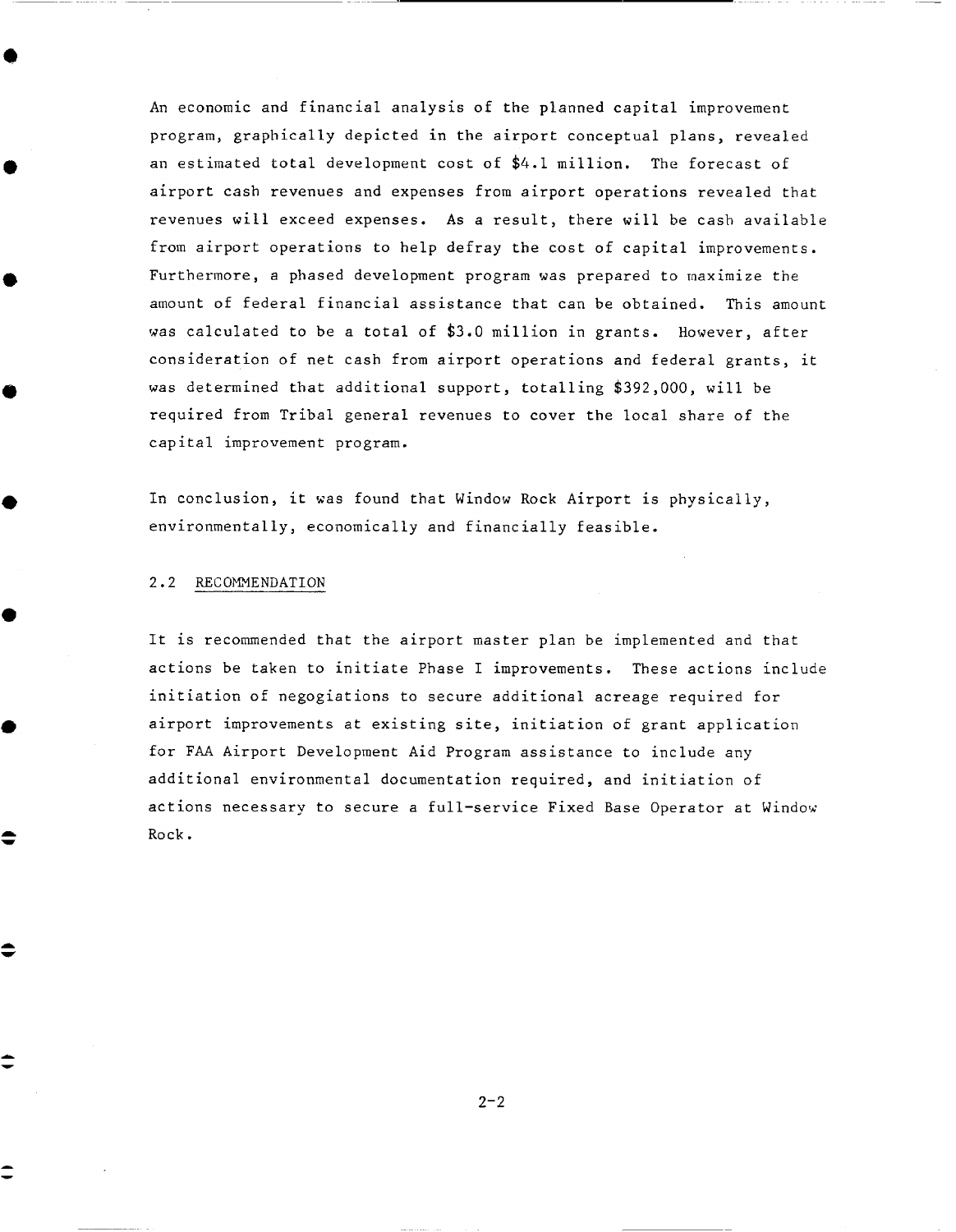An economic and financial analysis of the planned capital improvement program, graphically depicted in the airport conceptual plans, revealed an estimated total development cost of $4.1 million. The forecast of airport cash revenues and expenses from airport operations revealed that revenues will exceed expenses. As a result, there will be cash available from airport operations to help defray the cost of capital improvements. Furthermore, a phased development program was prepared to maximize the amount of federal financial assistance that can be obtained. This amount was calculated to be a total of $3.0 million in grants. However, after consideration of net cash from airport operations and federal grants, it was determined that additional support, totalling $392,000, will be required from Tribal general revenues to cover the local share of the capital improvement program.

In conclusion, it was found that Window Rock Airport is physically, environmentally, economically and financially feasible.

## 2.2 RECOMMENDATION

It is recommended that the airport master plan be implemented and that actions be taken to initiate Phase I improvements. These actions include initiation of negogiations to secure additional acreage required for airport improvements at existing site, initiation of grant application for FAA Airport Development Aid Program assistance to include any additional environmental documentation required, and initiation of actions necessary to secure a full-service Fixed Base Operator at Window Rock.